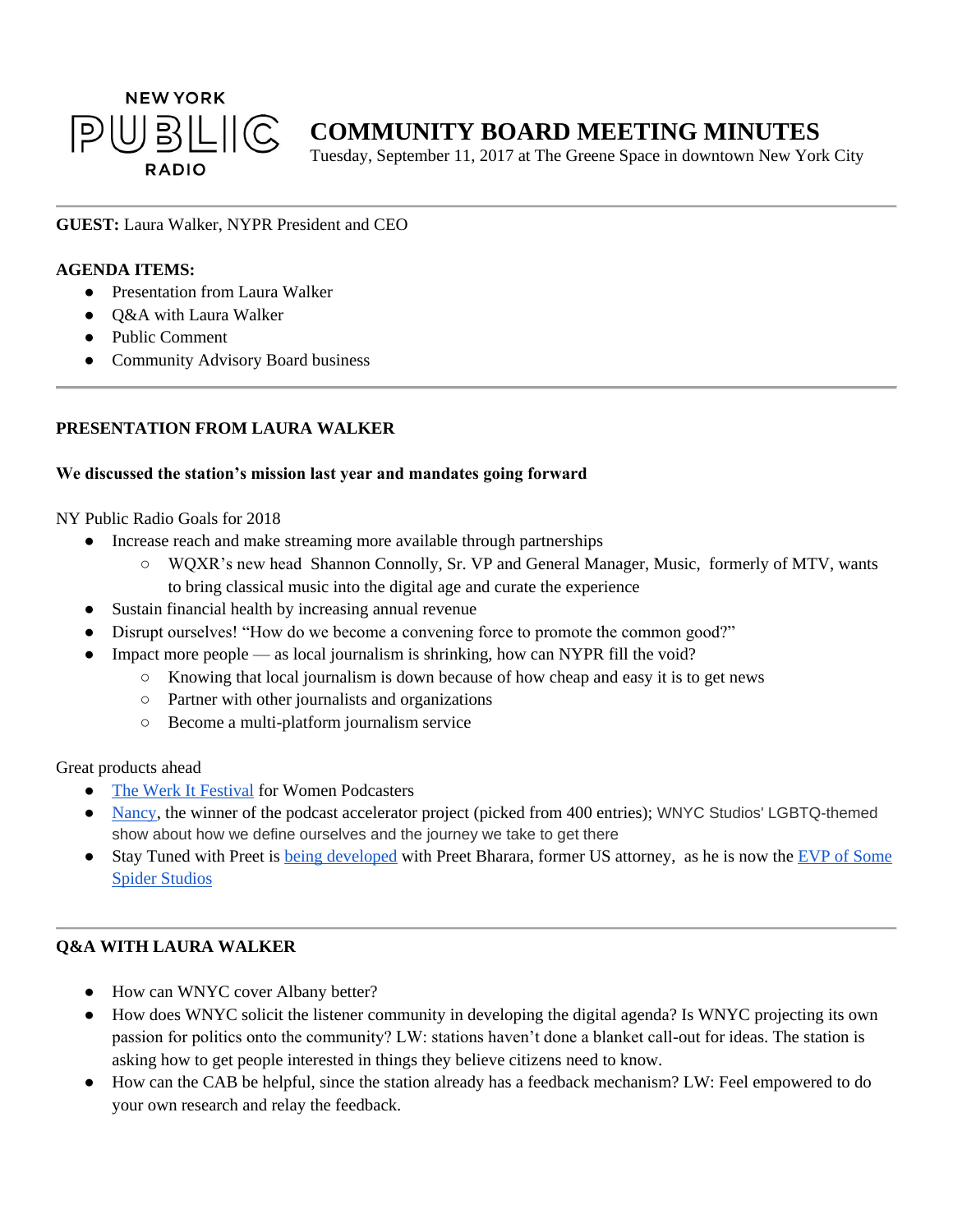NEW YORK PUBLIC RADIO

# COMMUNITY BOARD MEETING MINUTES

Tuesday, September 11, 2017 at The Greene Space in downtown New York City

---

**GUEST:** Laura Walker, NYPR President and CEO

**AGENDA ITEMS:**

- Presentation from Laura Walker
- Q&A with Laura Walker
- Public Comment
- Community Advisory Board business

---

## PRESENTATION FROM LAURA WALKER

### We discussed the station's mission last year and mandates going forward

NY Public Radio Goals for 2018

- Increase reach and make streaming more available through partnerships
  - WQXR's new head Shannon Connolly, Sr. VP and General Manager, Music, formerly of MTV, wants to bring classical music into the digital age and curate the experience
- Sustain financial health by increasing annual revenue
- Disrupt ourselves! "How do we become a convening force to promote the common good?"
- Impact more people — as local journalism is shrinking, how can NYPR fill the void?
  - Knowing that local journalism is down because of how cheap and easy it is to get news
  - Partner with other journalists and organizations
  - Become a multi-platform journalism service

Great products ahead

- The Werk It Festival for Women Podcasters
- Nancy, the winner of the podcast accelerator project (picked from 400 entries); WNYC Studios' LGBTQ-themed show about how we define ourselves and the journey we take to get there
- Stay Tuned with Preet is being developed with Preet Bharara, former US attorney, as he is now the EVP of Some Spider Studios

---

## Q&A WITH LAURA WALKER

- How can WNYC cover Albany better?
- How does WNYC solicit the listener community in developing the digital agenda? Is WNYC projecting its own passion for politics onto the community? LW: stations haven't done a blanket call-out for ideas. The station is asking how to get people interested in things they believe citizens need to know.
- How can the CAB be helpful, since the station already has a feedback mechanism? LW: Feel empowered to do your own research and relay the feedback.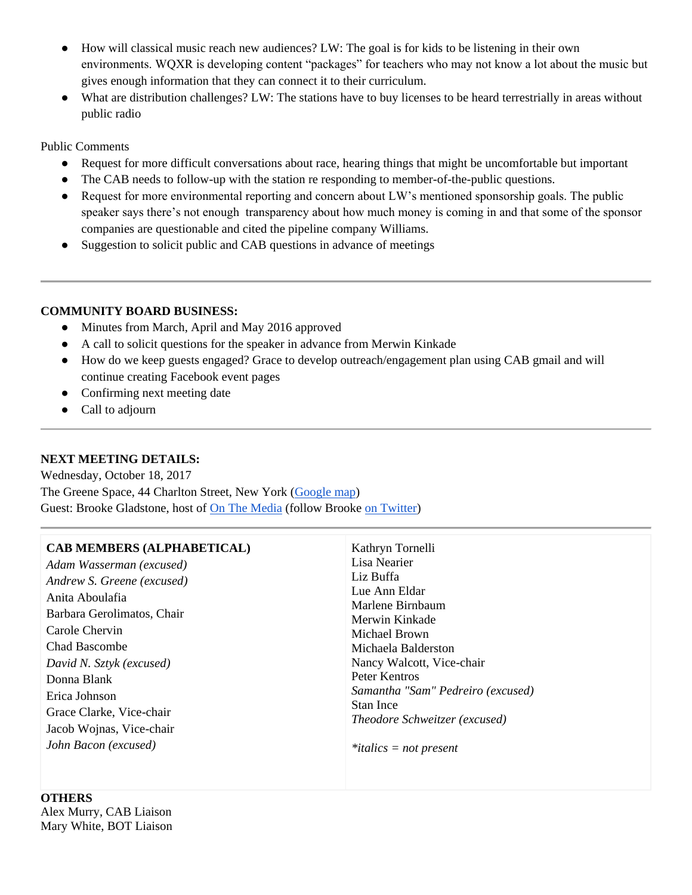- How will classical music reach new audiences? LW: The goal is for kids to be listening in their own environments. WQXR is developing content “packages” for teachers who may not know a lot about the music but gives enough information that they can connect it to their curriculum.
- What are distribution challenges? LW: The stations have to buy licenses to be heard terrestrially in areas without public radio

Public Comments

- Request for more difficult conversations about race, hearing things that might be uncomfortable but important
- The CAB needs to follow-up with the station re responding to member-of-the-public questions.
- Request for more environmental reporting and concern about LW’s mentioned sponsorship goals. The public speaker says there’s not enough transparency about how much money is coming in and that some of the sponsor companies are questionable and cited the pipeline company Williams.
- Suggestion to solicit public and CAB questions in advance of meetings

---

**COMMUNITY BOARD BUSINESS:**

- Minutes from March, April and May 2016 approved
- A call to solicit questions for the speaker in advance from Merwin Kinkade
- How do we keep guests engaged? Grace to develop outreach/engagement plan using CAB gmail and will continue creating Facebook event pages
- Confirming next meeting date
- Call to adjourn

---

**NEXT MEETING DETAILS:**

Wednesday, October 18, 2017
The Greene Space, 44 Charlton Street, New York (Google map)
Guest: Brooke Gladstone, host of On The Media (follow Brooke on Twitter)

---

| **CAB MEMBERS (ALPHABETICAL)** | |
|---|---|
| *Adam Wasserman (excused)* | Kathryn Tornelli |
| *Andrew S. Greene (excused)* | Lisa Nearier |
| Anita Aboulafia | Liz Buffa |
| Barbara Gerolimatos, Chair | Lue Ann Eldar |
| Carole Chervin | Marlene Birnbaum |
| Chad Bascombe | Merwin Kinkade |
| *David N. Sztyk (excused)* | Michael Brown |
| Donna Blank | Michaela Balderston |
| Erica Johnson | Nancy Walcott, Vice-chair |
| Grace Clarke, Vice-chair | Peter Kentros |
| Jacob Wojnas, Vice-chair | *Samantha "Sam" Pedreiro (excused)* |
| *John Bacon (excused)* | Stan Ince |
| | *Theodore Schweitzer (excused)* |
| | *\*italics = not present* |

**OTHERS**
Alex Murry, CAB Liaison
Mary White, BOT Liaison